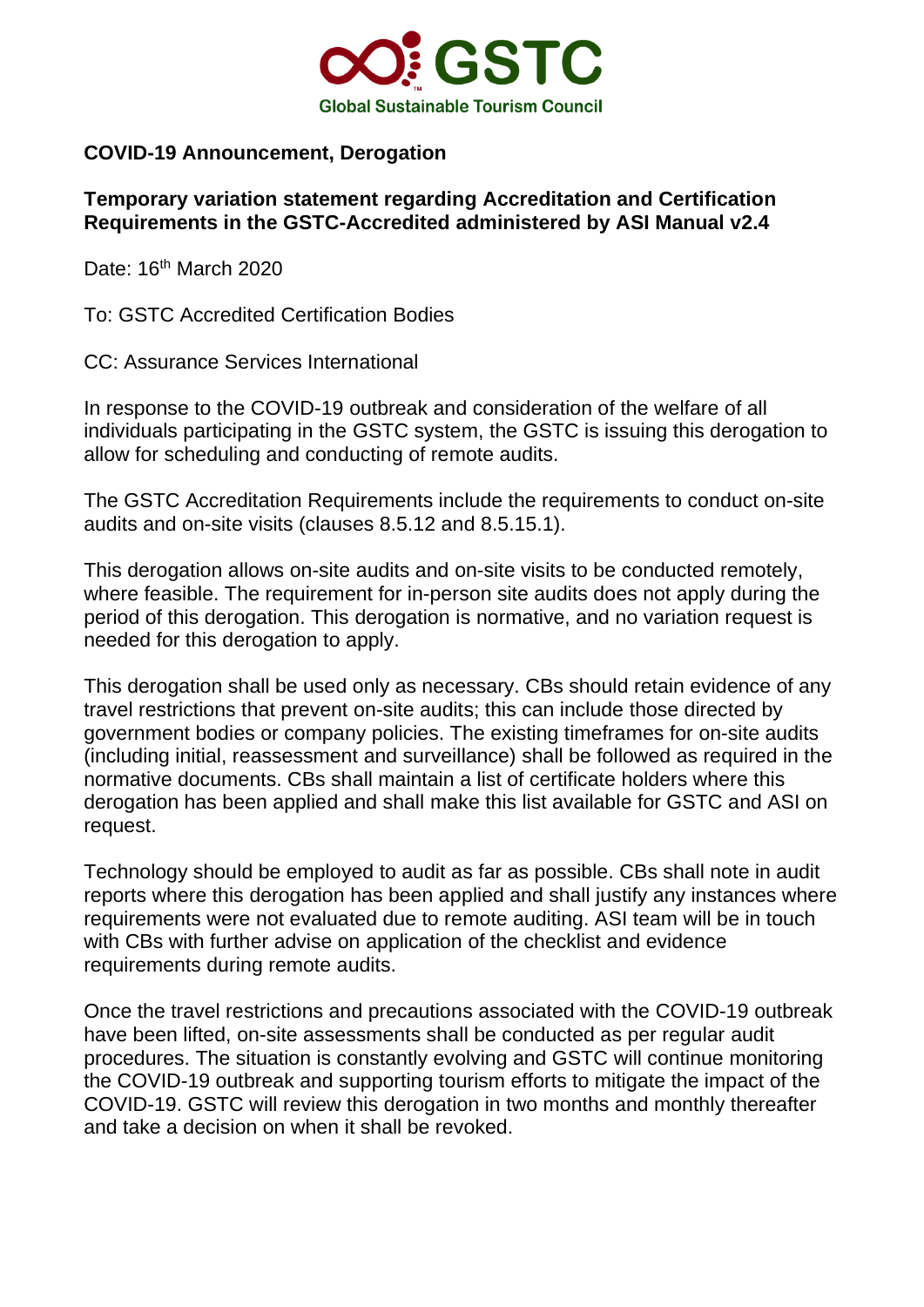GSTC

Global Sustainable Tourism Council

**COVID-19 Announcement, Derogation**

**Temporary variation statement regarding Accreditation and Certification Requirements in the GSTC-Accredited administered by ASI Manual v2.4**

Date: 16th March 2020

To: GSTC Accredited Certification Bodies

CC: Assurance Services International

In response to the COVID-19 outbreak and consideration of the welfare of all individuals participating in the GSTC system, the GSTC is issuing this derogation to allow for scheduling and conducting of remote audits.

The GSTC Accreditation Requirements include the requirements to conduct on-site audits and on-site visits (clauses 8.5.12 and 8.5.15.1).

This derogation allows on-site audits and on-site visits to be conducted remotely, where feasible. The requirement for in-person site audits does not apply during the period of this derogation. This derogation is normative, and no variation request is needed for this derogation to apply.

This derogation shall be used only as necessary. CBs should retain evidence of any travel restrictions that prevent on-site audits; this can include those directed by government bodies or company policies. The existing timeframes for on-site audits (including initial, reassessment and surveillance) shall be followed as required in the normative documents. CBs shall maintain a list of certificate holders where this derogation has been applied and shall make this list available for GSTC and ASI on request.

Technology should be employed to audit as far as possible. CBs shall note in audit reports where this derogation has been applied and shall justify any instances where requirements were not evaluated due to remote auditing. ASI team will be in touch with CBs with further advise on application of the checklist and evidence requirements during remote audits.

Once the travel restrictions and precautions associated with the COVID-19 outbreak have been lifted, on-site assessments shall be conducted as per regular audit procedures. The situation is constantly evolving and GSTC will continue monitoring the COVID-19 outbreak and supporting tourism efforts to mitigate the impact of the COVID-19. GSTC will review this derogation in two months and monthly thereafter and take a decision on when it shall be revoked.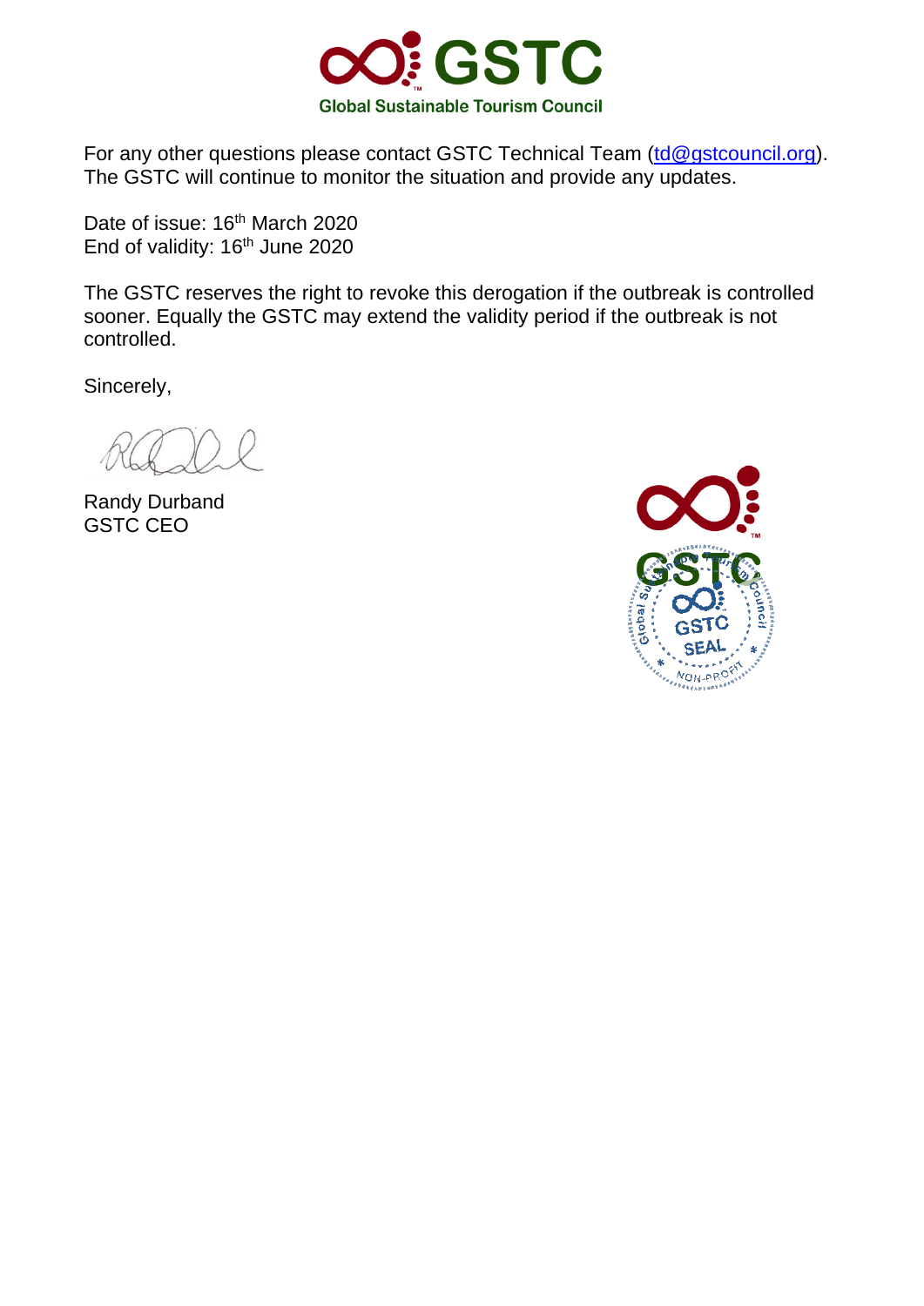For any other questions please contact GSTC Technical Team (td@gstcouncil.org). The GSTC will continue to monitor the situation and provide any updates.

Date of issue: 16th March 2020
End of validity: 16th June 2020

The GSTC reserves the right to revoke this derogation if the outbreak is controlled sooner. Equally the GSTC may extend the validity period if the outbreak is not controlled.

Sincerely,

Randy Durband
GSTC CEO